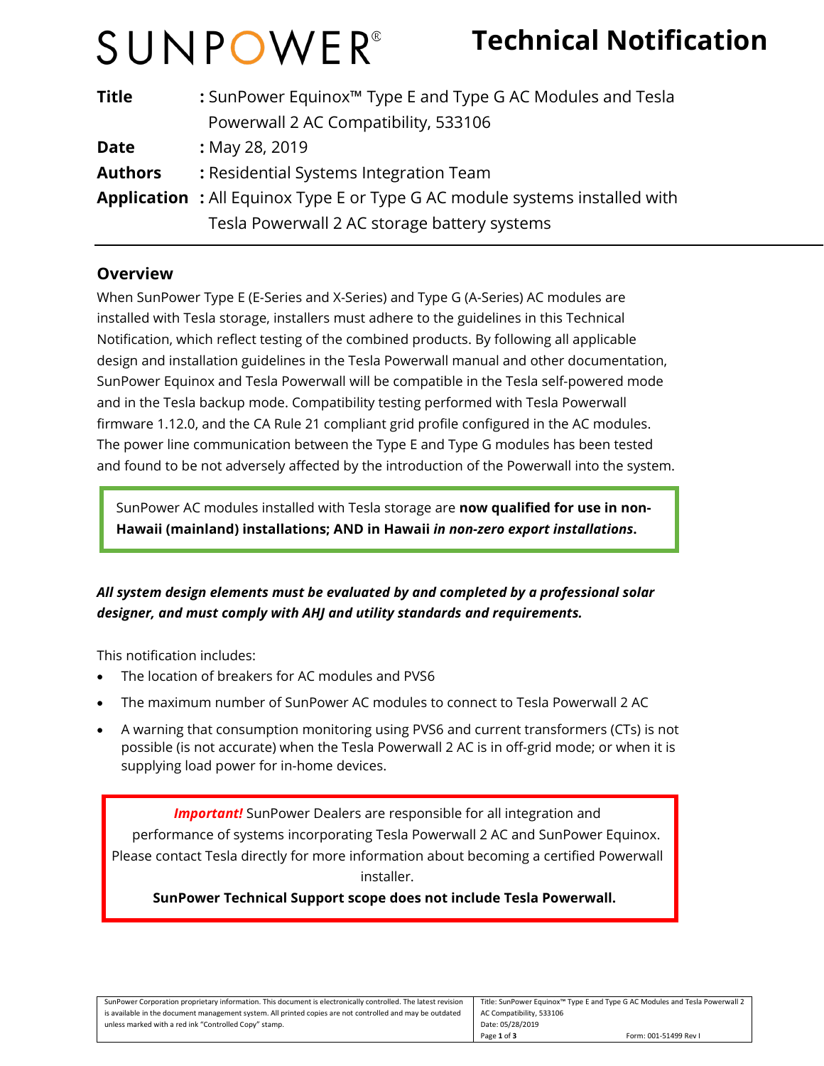# SUNPOWER® Technical Notification

| | |
|---|---|
| **Title** | **:** SunPower Equinox™ Type E and Type G AC Modules and Tesla Powerwall 2 AC Compatibility, 533106 |
| **Date** | **:** May 28, 2019 |
| **Authors** | **:** Residential Systems Integration Team |
| **Application** | **:** All Equinox Type E or Type G AC module systems installed with Tesla Powerwall 2 AC storage battery systems |

## Overview

When SunPower Type E (E-Series and X-Series) and Type G (A-Series) AC modules are installed with Tesla storage, installers must adhere to the guidelines in this Technical Notification, which reflect testing of the combined products. By following all applicable design and installation guidelines in the Tesla Powerwall manual and other documentation, SunPower Equinox and Tesla Powerwall will be compatible in the Tesla self-powered mode and in the Tesla backup mode. Compatibility testing performed with Tesla Powerwall firmware 1.12.0, and the CA Rule 21 compliant grid profile configured in the AC modules. The power line communication between the Type E and Type G modules has been tested and found to be not adversely affected by the introduction of the Powerwall into the system.

> SunPower AC modules installed with Tesla storage are **now qualified for use in non-Hawaii (mainland) installations; AND in Hawaii *in non-zero export installations*.**

***All system design elements must be evaluated by and completed by a professional solar designer, and must comply with AHJ and utility standards and requirements.***

This notification includes:

- The location of breakers for AC modules and PVS6
- The maximum number of SunPower AC modules to connect to Tesla Powerwall 2 AC
- A warning that consumption monitoring using PVS6 and current transformers (CTs) is not possible (is not accurate) when the Tesla Powerwall 2 AC is in off-grid mode; or when it is supplying load power for in-home devices.

> ***Important!*** SunPower Dealers are responsible for all integration and performance of systems incorporating Tesla Powerwall 2 AC and SunPower Equinox. Please contact Tesla directly for more information about becoming a certified Powerwall installer.
>
> **SunPower Technical Support scope does not include Tesla Powerwall.**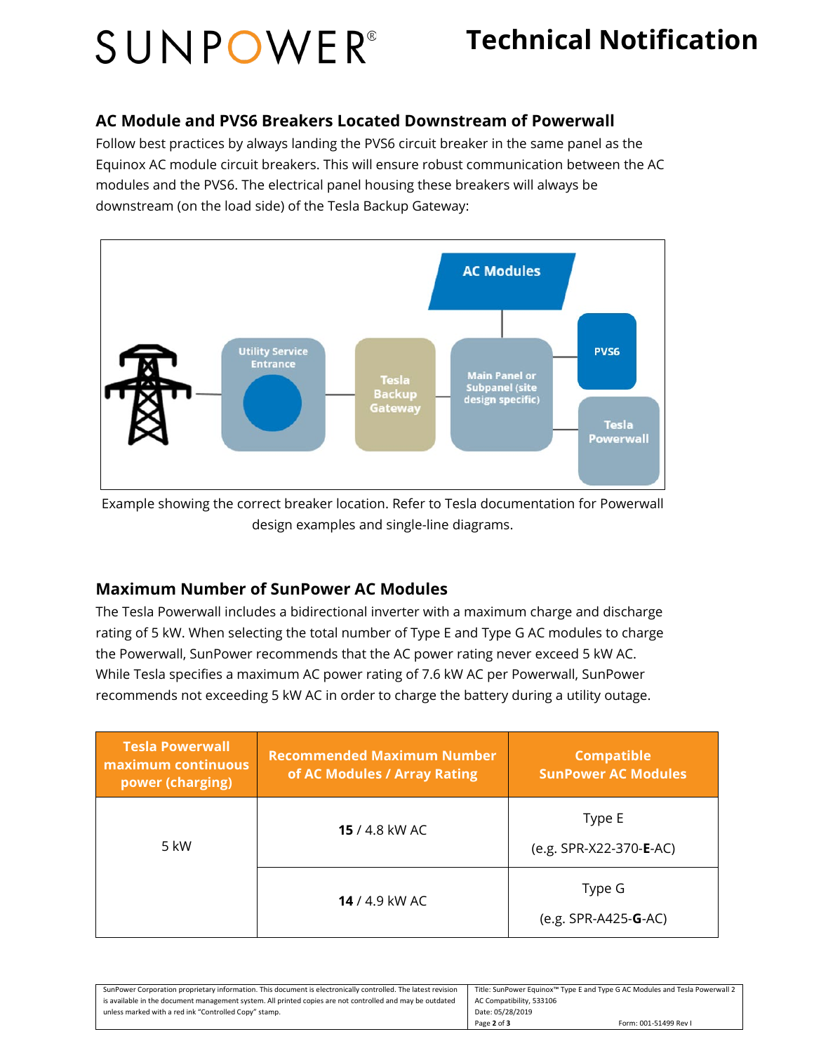## AC Module and PVS6 Breakers Located Downstream of Powerwall

Follow best practices by always landing the PVS6 circuit breaker in the same panel as the Equinox AC module circuit breakers. This will ensure robust communication between the AC modules and the PVS6. The electrical panel housing these breakers will always be downstream (on the load side) of the Tesla Backup Gateway:

Example showing the correct breaker location. Refer to Tesla documentation for Powerwall design examples and single-line diagrams.

## Maximum Number of SunPower AC Modules

The Tesla Powerwall includes a bidirectional inverter with a maximum charge and discharge rating of 5 kW. When selecting the total number of Type E and Type G AC modules to charge the Powerwall, SunPower recommends that the AC power rating never exceed 5 kW AC. While Tesla specifies a maximum AC power rating of 7.6 kW AC per Powerwall, SunPower recommends not exceeding 5 kW AC in order to charge the battery during a utility outage.

| Tesla Powerwall maximum continuous power (charging) | Recommended Maximum Number of AC Modules / Array Rating | Compatible SunPower AC Modules |
|---|---|---|
| 5 kW | **15** / 4.8 kW AC | Type E (e.g. SPR-X22-370-**E**-AC) |
| | **14** / 4.9 kW AC | Type G (e.g. SPR-A425-**G**-AC) |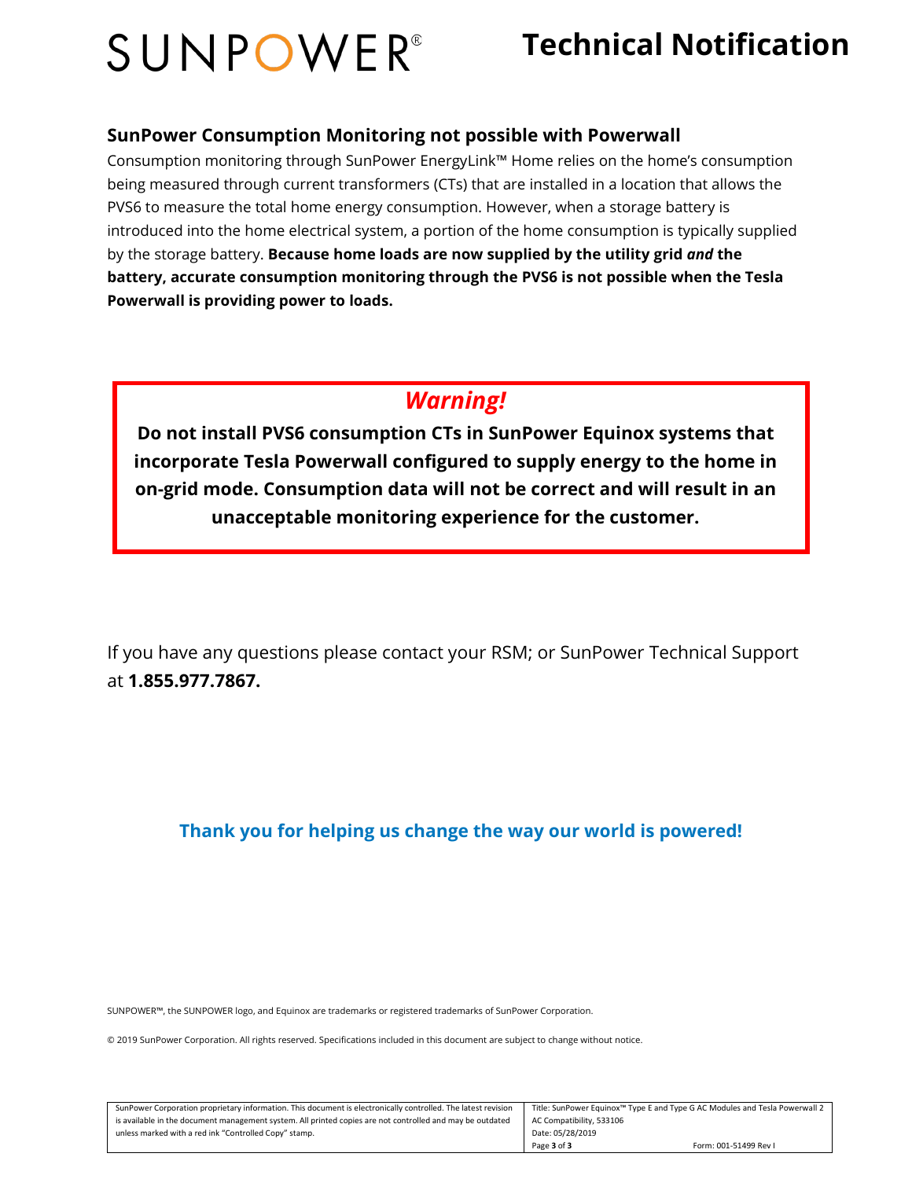## SunPower Consumption Monitoring not possible with Powerwall

Consumption monitoring through SunPower EnergyLink™ Home relies on the home's consumption being measured through current transformers (CTs) that are installed in a location that allows the PVS6 to measure the total home energy consumption. However, when a storage battery is introduced into the home electrical system, a portion of the home consumption is typically supplied by the storage battery. **Because home loads are now supplied by the utility grid *and* the battery, accurate consumption monitoring through the PVS6 is not possible when the Tesla Powerwall is providing power to loads.**

### *Warning!*

**Do not install PVS6 consumption CTs in SunPower Equinox systems that incorporate Tesla Powerwall configured to supply energy to the home in on-grid mode. Consumption data will not be correct and will result in an unacceptable monitoring experience for the customer.**

If you have any questions please contact your RSM; or SunPower Technical Support at **1.855.977.7867.**

**Thank you for helping us change the way our world is powered!**

SUNPOWER™, the SUNPOWER logo, and Equinox are trademarks or registered trademarks of SunPower Corporation.

© 2019 SunPower Corporation. All rights reserved. Specifications included in this document are subject to change without notice.

| | |
|---|---|
| SunPower Corporation proprietary information. This document is electronically controlled. The latest revision is available in the document management system. All printed copies are not controlled and may be outdated unless marked with a red ink "Controlled Copy" stamp. | Title: SunPower Equinox™ Type E and Type G AC Modules and Tesla Powerwall 2 AC Compatibility, 533106<br>Date: 05/28/2019<br>Form: 001-51499 Rev I |